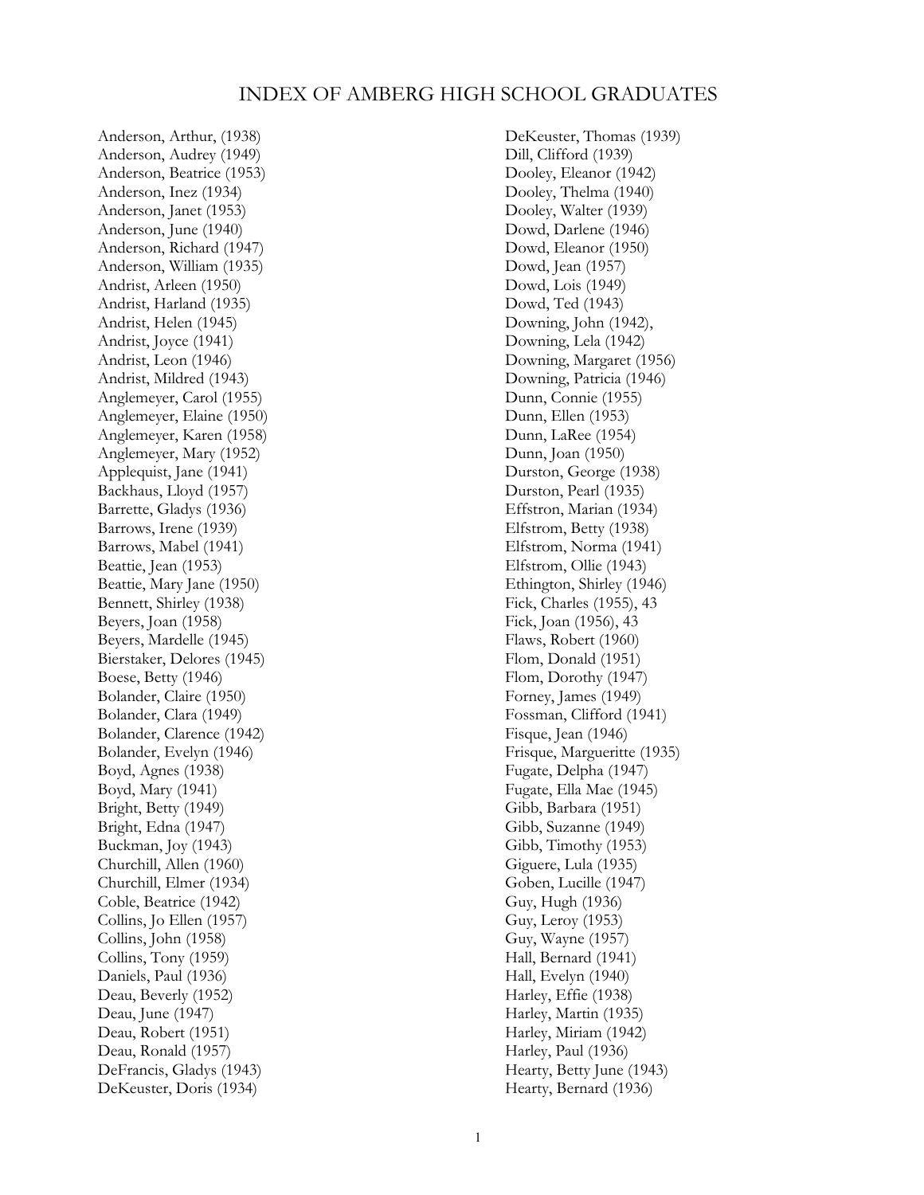# INDEX OF AMBERG HIGH SCHOOL GRADUATES

Anderson, Arthur, (1938)
Anderson, Audrey (1949)
Anderson, Beatrice (1953)
Anderson, Inez (1934)
Anderson, Janet (1953)
Anderson, June (1940)
Anderson, Richard (1947)
Anderson, William (1935)
Andrist, Arleen (1950)
Andrist, Harland (1935)
Andrist, Helen (1945)
Andrist, Joyce (1941)
Andrist, Leon (1946)
Andrist, Mildred (1943)
Anglemeyer, Carol (1955)
Anglemeyer, Elaine (1950)
Anglemeyer, Karen (1958)
Anglemeyer, Mary (1952)
Applequist, Jane (1941)
Backhaus, Lloyd (1957)
Barrette, Gladys (1936)
Barrows, Irene (1939)
Barrows, Mabel (1941)
Beattie, Jean (1953)
Beattie, Mary Jane (1950)
Bennett, Shirley (1938)
Beyers, Joan (1958)
Beyers, Mardelle (1945)
Bierstaker, Delores (1945)
Boese, Betty (1946)
Bolander, Claire (1950)
Bolander, Clara (1949)
Bolander, Clarence (1942)
Bolander, Evelyn (1946)
Boyd, Agnes (1938)
Boyd, Mary (1941)
Bright, Betty (1949)
Bright, Edna (1947)
Buckman, Joy (1943)
Churchill, Allen (1960)
Churchill, Elmer (1934)
Coble, Beatrice (1942)
Collins, Jo Ellen (1957)
Collins, John (1958)
Collins, Tony (1959)
Daniels, Paul (1936)
Deau, Beverly (1952)
Deau, June (1947)
Deau, Robert (1951)
Deau, Ronald (1957)
DeFrancis, Gladys (1943)
DeKeuster, Doris (1934)
DeKeuster, Thomas (1939)
Dill, Clifford (1939)
Dooley, Eleanor (1942)
Dooley, Thelma (1940)
Dooley, Walter (1939)
Dowd, Darlene (1946)
Dowd, Eleanor (1950)
Dowd, Jean (1957)
Dowd, Lois (1949)
Dowd, Ted (1943)
Downing, John (1942),
Downing, Lela (1942)
Downing, Margaret (1956)
Downing, Patricia (1946)
Dunn, Connie (1955)
Dunn, Ellen (1953)
Dunn, LaRee (1954)
Dunn, Joan (1950)
Durston, George (1938)
Durston, Pearl (1935)
Effstron, Marian (1934)
Elfstrom, Betty (1938)
Elfstrom, Norma (1941)
Elfstrom, Ollie (1943)
Ethington, Shirley (1946)
Fick, Charles (1955), 43
Fick, Joan (1956), 43
Flaws, Robert (1960)
Flom, Donald (1951)
Flom, Dorothy (1947)
Forney, James (1949)
Fossman, Clifford (1941)
Fisque, Jean (1946)
Frisque, Margueritte (1935)
Fugate, Delpha (1947)
Fugate, Ella Mae (1945)
Gibb, Barbara (1951)
Gibb, Suzanne (1949)
Gibb, Timothy (1953)
Giguere, Lula (1935)
Goben, Lucille (1947)
Guy, Hugh (1936)
Guy, Leroy (1953)
Guy, Wayne (1957)
Hall, Bernard (1941)
Hall, Evelyn (1940)
Harley, Effie (1938)
Harley, Martin (1935)
Harley, Miriam (1942)
Harley, Paul (1936)
Hearty, Betty June (1943)
Hearty, Bernard (1936)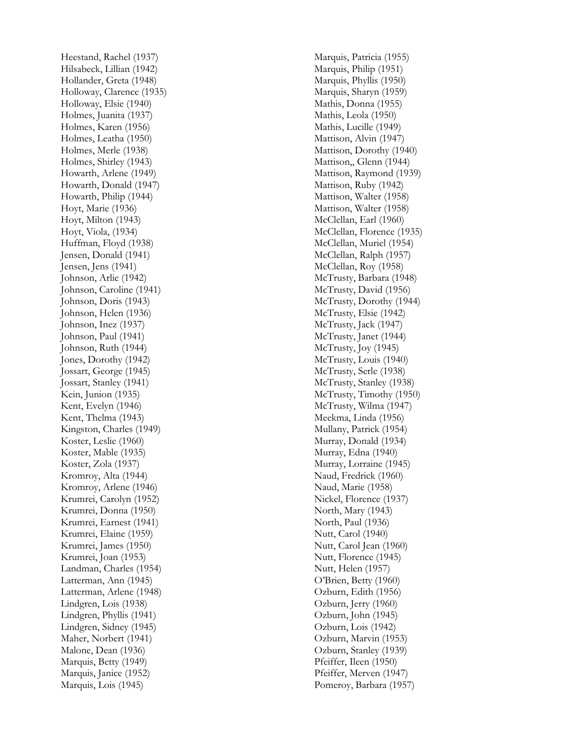Heestand, Rachel (1937)
Hilsabeck, Lillian (1942)
Hollander, Greta (1948)
Holloway, Clarence (1935)
Holloway, Elsie (1940)
Holmes, Juanita (1937)
Holmes, Karen (1956)
Holmes, Leatha (1950)
Holmes, Merle (1938)
Holmes, Shirley (1943)
Howarth, Arlene (1949)
Howarth, Donald (1947)
Howarth, Philip (1944)
Hoyt, Marie (1936)
Hoyt, Milton (1943)
Hoyt, Viola, (1934)
Huffman, Floyd (1938)
Jensen, Donald (1941)
Jensen, Jens (1941)
Johnson, Arlie (1942)
Johnson, Caroline (1941)
Johnson, Doris (1943)
Johnson, Helen (1936)
Johnson, Inez (1937)
Johnson, Paul (1941)
Johnson, Ruth (1944)
Jones, Dorothy (1942)
Jossart, George (1945)
Jossart, Stanley (1941)
Kein, Junion (1935)
Kent, Evelyn (1946)
Kent, Thelma (1943)
Kingston, Charles (1949)
Koster, Leslie (1960)
Koster, Mable (1935)
Koster, Zola (1937)
Kromroy, Alta (1944)
Kromroy, Arlene (1946)
Krumrei, Carolyn (1952)
Krumrei, Donna (1950)
Krumrei, Earnest (1941)
Krumrei, Elaine (1959)
Krumrei, James (1950)
Krumrei, Joan (1953)
Landman, Charles (1954)
Latterman, Ann (1945)
Latterman, Arlene (1948)
Lindgren, Lois (1938)
Lindgren, Phyllis (1941)
Lindgren, Sidney (1945)
Maher, Norbert (1941)
Malone, Dean (1936)
Marquis, Betty (1949)
Marquis, Janice (1952)
Marquis, Lois (1945)
Marquis, Patricia (1955)
Marquis, Philip (1951)
Marquis, Phyllis (1950)
Marquis, Sharyn (1959)
Mathis, Donna (1955)
Mathis, Leola (1950)
Mathis, Lucille (1949)
Mattison, Alvin (1947)
Mattison, Dorothy (1940)
Mattison,, Glenn (1944)
Mattison, Raymond (1939)
Mattison, Ruby (1942)
Mattison, Walter (1958)
Mattison, Walter (1958)
McClellan, Earl (1960)
McClellan, Florence (1935)
McClellan, Muriel (1954)
McClellan, Ralph (1957)
McClellan, Roy (1958)
McTrusty, Barbara (1948)
McTrusty, David (1956)
McTrusty, Dorothy (1944)
McTrusty, Elsie (1942)
McTrusty, Jack (1947)
McTrusty, Janet (1944)
McTrusty, Joy (1945)
McTrusty, Louis (1940)
McTrusty, Serle (1938)
McTrusty, Stanley (1938)
McTrusty, Timothy (1950)
McTrusty, Wilma (1947)
Meekma, Linda (1956)
Mullany, Patrick (1954)
Murray, Donald (1934)
Murray, Edna (1940)
Murray, Lorraine (1945)
Naud, Fredrick (1960)
Naud, Marie (1958)
Nickel, Florence (1937)
North, Mary (1943)
North, Paul (1936)
Nutt, Carol (1940)
Nutt, Carol Jean (1960)
Nutt, Florence (1945)
Nutt, Helen (1957)
O'Brien, Betty (1960)
Ozburn, Edith (1956)
Ozburn, Jerry (1960)
Ozburn, John (1945)
Ozburn, Lois (1942)
Ozburn, Marvin (1953)
Ozburn, Stanley (1939)
Pfeiffer, Ileen (1950)
Pfeiffer, Merven (1947)
Pomeroy, Barbara (1957)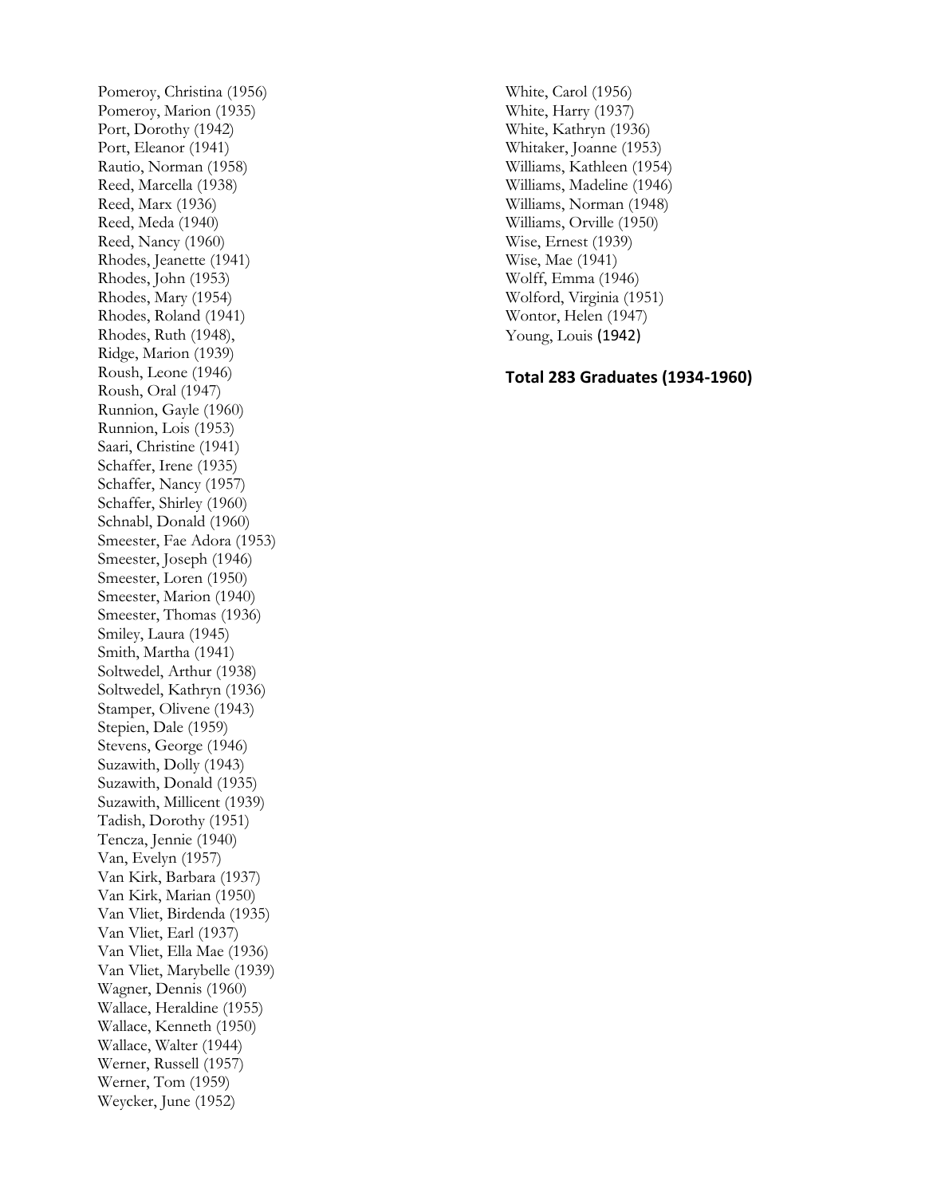Pomeroy, Christina (1956)
Pomeroy, Marion (1935)
Port, Dorothy (1942)
Port, Eleanor (1941)
Rautio, Norman (1958)
Reed, Marcella (1938)
Reed, Marx (1936)
Reed, Meda (1940)
Reed, Nancy (1960)
Rhodes, Jeanette (1941)
Rhodes, John (1953)
Rhodes, Mary (1954)
Rhodes, Roland (1941)
Rhodes, Ruth (1948),
Ridge, Marion (1939)
Roush, Leone (1946)
Roush, Oral (1947)
Runnion, Gayle (1960)
Runnion, Lois (1953)
Saari, Christine (1941)
Schaffer, Irene (1935)
Schaffer, Nancy (1957)
Schaffer, Shirley (1960)
Schnabl, Donald (1960)
Smeester, Fae Adora (1953)
Smeester, Joseph (1946)
Smeester, Loren (1950)
Smeester, Marion (1940)
Smeester, Thomas (1936)
Smiley, Laura (1945)
Smith, Martha (1941)
Soltwedel, Arthur (1938)
Soltwedel, Kathryn (1936)
Stamper, Olivene (1943)
Stepien, Dale (1959)
Stevens, George (1946)
Suzawith, Dolly (1943)
Suzawith, Donald (1935)
Suzawith, Millicent (1939)
Tadish, Dorothy (1951)
Tencza, Jennie (1940)
Van, Evelyn (1957)
Van Kirk, Barbara (1937)
Van Kirk, Marian (1950)
Van Vliet, Birdenda (1935)
Van Vliet, Earl (1937)
Van Vliet, Ella Mae (1936)
Van Vliet, Marybelle (1939)
Wagner, Dennis (1960)
Wallace, Heraldine (1955)
Wallace, Kenneth (1950)
Wallace, Walter (1944)
Werner, Russell (1957)
Werner, Tom (1959)
Weycker, June (1952)
White, Carol (1956)
White, Harry (1937)
White, Kathryn (1936)
Whitaker, Joanne (1953)
Williams, Kathleen (1954)
Williams, Madeline (1946)
Williams, Norman (1948)
Williams, Orville (1950)
Wise, Ernest (1939)
Wise, Mae (1941)
Wolff, Emma (1946)
Wolford, Virginia (1951)
Wontor, Helen (1947)
Young, Louis (1942)

**Total 283 Graduates (1934-1960)**